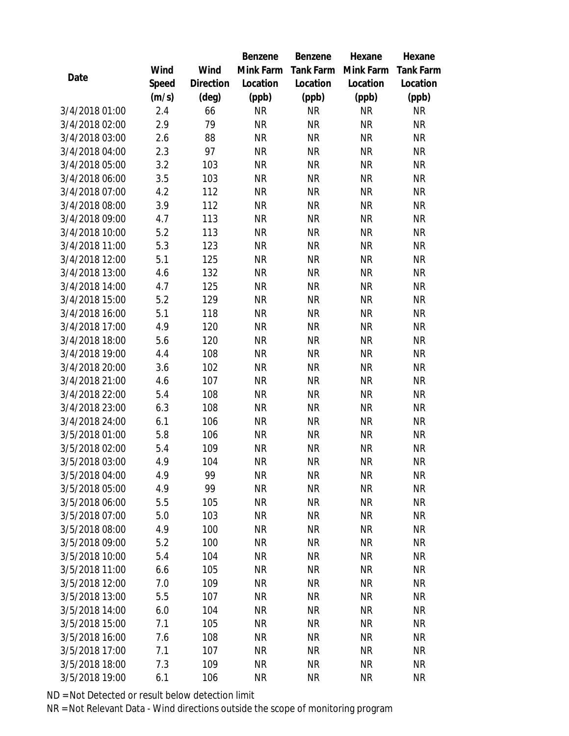| Date | Wind Speed (m/s) | Wind Direction (deg) | Benzene Mink Farm Location (ppb) | Benzene Tank Farm Location (ppb) | Hexane Mink Farm Location (ppb) | Hexane Tank Farm Location (ppb) |
|---|---|---|---|---|---|---|
| 3/4/2018 01:00 | 2.4 | 66 | NR | NR | NR | NR |
| 3/4/2018 02:00 | 2.9 | 79 | NR | NR | NR | NR |
| 3/4/2018 03:00 | 2.6 | 88 | NR | NR | NR | NR |
| 3/4/2018 04:00 | 2.3 | 97 | NR | NR | NR | NR |
| 3/4/2018 05:00 | 3.2 | 103 | NR | NR | NR | NR |
| 3/4/2018 06:00 | 3.5 | 103 | NR | NR | NR | NR |
| 3/4/2018 07:00 | 4.2 | 112 | NR | NR | NR | NR |
| 3/4/2018 08:00 | 3.9 | 112 | NR | NR | NR | NR |
| 3/4/2018 09:00 | 4.7 | 113 | NR | NR | NR | NR |
| 3/4/2018 10:00 | 5.2 | 113 | NR | NR | NR | NR |
| 3/4/2018 11:00 | 5.3 | 123 | NR | NR | NR | NR |
| 3/4/2018 12:00 | 5.1 | 125 | NR | NR | NR | NR |
| 3/4/2018 13:00 | 4.6 | 132 | NR | NR | NR | NR |
| 3/4/2018 14:00 | 4.7 | 125 | NR | NR | NR | NR |
| 3/4/2018 15:00 | 5.2 | 129 | NR | NR | NR | NR |
| 3/4/2018 16:00 | 5.1 | 118 | NR | NR | NR | NR |
| 3/4/2018 17:00 | 4.9 | 120 | NR | NR | NR | NR |
| 3/4/2018 18:00 | 5.6 | 120 | NR | NR | NR | NR |
| 3/4/2018 19:00 | 4.4 | 108 | NR | NR | NR | NR |
| 3/4/2018 20:00 | 3.6 | 102 | NR | NR | NR | NR |
| 3/4/2018 21:00 | 4.6 | 107 | NR | NR | NR | NR |
| 3/4/2018 22:00 | 5.4 | 108 | NR | NR | NR | NR |
| 3/4/2018 23:00 | 6.3 | 108 | NR | NR | NR | NR |
| 3/4/2018 24:00 | 6.1 | 106 | NR | NR | NR | NR |
| 3/5/2018 01:00 | 5.8 | 106 | NR | NR | NR | NR |
| 3/5/2018 02:00 | 5.4 | 109 | NR | NR | NR | NR |
| 3/5/2018 03:00 | 4.9 | 104 | NR | NR | NR | NR |
| 3/5/2018 04:00 | 4.9 | 99 | NR | NR | NR | NR |
| 3/5/2018 05:00 | 4.9 | 99 | NR | NR | NR | NR |
| 3/5/2018 06:00 | 5.5 | 105 | NR | NR | NR | NR |
| 3/5/2018 07:00 | 5.0 | 103 | NR | NR | NR | NR |
| 3/5/2018 08:00 | 4.9 | 100 | NR | NR | NR | NR |
| 3/5/2018 09:00 | 5.2 | 100 | NR | NR | NR | NR |
| 3/5/2018 10:00 | 5.4 | 104 | NR | NR | NR | NR |
| 3/5/2018 11:00 | 6.6 | 105 | NR | NR | NR | NR |
| 3/5/2018 12:00 | 7.0 | 109 | NR | NR | NR | NR |
| 3/5/2018 13:00 | 5.5 | 107 | NR | NR | NR | NR |
| 3/5/2018 14:00 | 6.0 | 104 | NR | NR | NR | NR |
| 3/5/2018 15:00 | 7.1 | 105 | NR | NR | NR | NR |
| 3/5/2018 16:00 | 7.6 | 108 | NR | NR | NR | NR |
| 3/5/2018 17:00 | 7.1 | 107 | NR | NR | NR | NR |
| 3/5/2018 18:00 | 7.3 | 109 | NR | NR | NR | NR |
| 3/5/2018 19:00 | 6.1 | 106 | NR | NR | NR | NR |

ND = Not Detected or result below detection limit

NR = Not Relevant Data - Wind directions outside the scope of monitoring program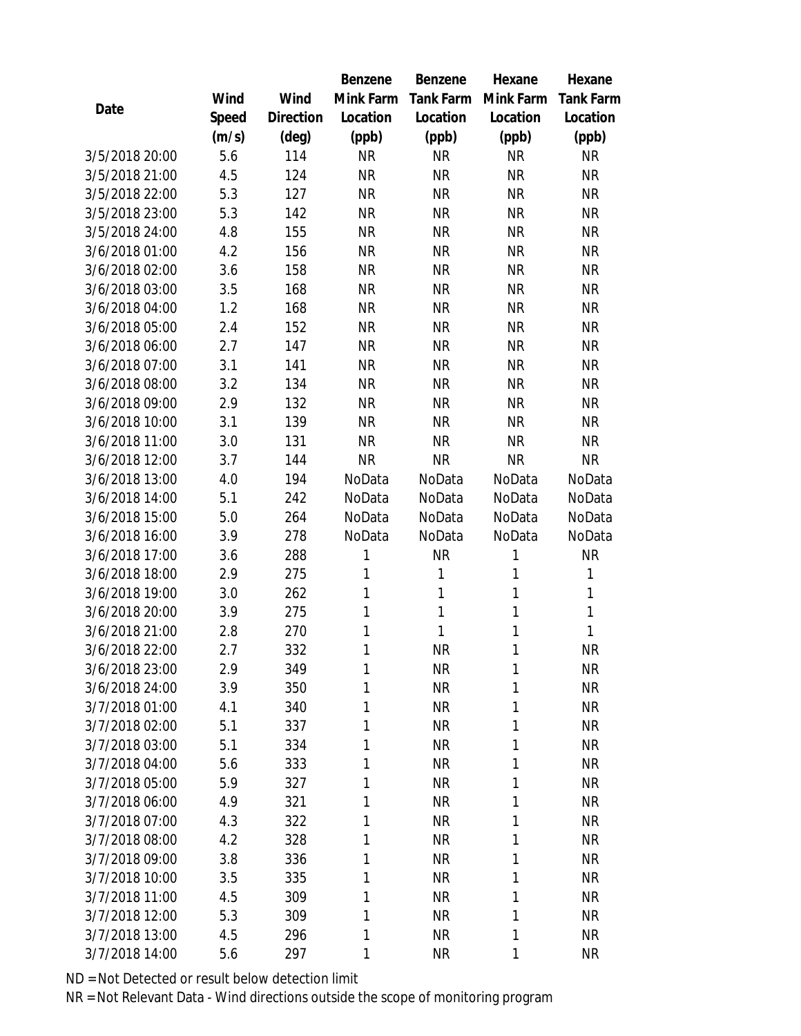| Date | Wind Speed (m/s) | Wind Direction (deg) | Benzene Mink Farm Location (ppb) | Benzene Tank Farm Location (ppb) | Hexane Mink Farm Location (ppb) | Hexane Tank Farm Location (ppb) |
|---|---|---|---|---|---|---|
| 3/5/2018 20:00 | 5.6 | 114 | NR | NR | NR | NR |
| 3/5/2018 21:00 | 4.5 | 124 | NR | NR | NR | NR |
| 3/5/2018 22:00 | 5.3 | 127 | NR | NR | NR | NR |
| 3/5/2018 23:00 | 5.3 | 142 | NR | NR | NR | NR |
| 3/5/2018 24:00 | 4.8 | 155 | NR | NR | NR | NR |
| 3/6/2018 01:00 | 4.2 | 156 | NR | NR | NR | NR |
| 3/6/2018 02:00 | 3.6 | 158 | NR | NR | NR | NR |
| 3/6/2018 03:00 | 3.5 | 168 | NR | NR | NR | NR |
| 3/6/2018 04:00 | 1.2 | 168 | NR | NR | NR | NR |
| 3/6/2018 05:00 | 2.4 | 152 | NR | NR | NR | NR |
| 3/6/2018 06:00 | 2.7 | 147 | NR | NR | NR | NR |
| 3/6/2018 07:00 | 3.1 | 141 | NR | NR | NR | NR |
| 3/6/2018 08:00 | 3.2 | 134 | NR | NR | NR | NR |
| 3/6/2018 09:00 | 2.9 | 132 | NR | NR | NR | NR |
| 3/6/2018 10:00 | 3.1 | 139 | NR | NR | NR | NR |
| 3/6/2018 11:00 | 3.0 | 131 | NR | NR | NR | NR |
| 3/6/2018 12:00 | 3.7 | 144 | NR | NR | NR | NR |
| 3/6/2018 13:00 | 4.0 | 194 | NoData | NoData | NoData | NoData |
| 3/6/2018 14:00 | 5.1 | 242 | NoData | NoData | NoData | NoData |
| 3/6/2018 15:00 | 5.0 | 264 | NoData | NoData | NoData | NoData |
| 3/6/2018 16:00 | 3.9 | 278 | NoData | NoData | NoData | NoData |
| 3/6/2018 17:00 | 3.6 | 288 | 1 | NR | 1 | NR |
| 3/6/2018 18:00 | 2.9 | 275 | 1 | 1 | 1 | 1 |
| 3/6/2018 19:00 | 3.0 | 262 | 1 | 1 | 1 | 1 |
| 3/6/2018 20:00 | 3.9 | 275 | 1 | 1 | 1 | 1 |
| 3/6/2018 21:00 | 2.8 | 270 | 1 | 1 | 1 | 1 |
| 3/6/2018 22:00 | 2.7 | 332 | 1 | NR | 1 | NR |
| 3/6/2018 23:00 | 2.9 | 349 | 1 | NR | 1 | NR |
| 3/6/2018 24:00 | 3.9 | 350 | 1 | NR | 1 | NR |
| 3/7/2018 01:00 | 4.1 | 340 | 1 | NR | 1 | NR |
| 3/7/2018 02:00 | 5.1 | 337 | 1 | NR | 1 | NR |
| 3/7/2018 03:00 | 5.1 | 334 | 1 | NR | 1 | NR |
| 3/7/2018 04:00 | 5.6 | 333 | 1 | NR | 1 | NR |
| 3/7/2018 05:00 | 5.9 | 327 | 1 | NR | 1 | NR |
| 3/7/2018 06:00 | 4.9 | 321 | 1 | NR | 1 | NR |
| 3/7/2018 07:00 | 4.3 | 322 | 1 | NR | 1 | NR |
| 3/7/2018 08:00 | 4.2 | 328 | 1 | NR | 1 | NR |
| 3/7/2018 09:00 | 3.8 | 336 | 1 | NR | 1 | NR |
| 3/7/2018 10:00 | 3.5 | 335 | 1 | NR | 1 | NR |
| 3/7/2018 11:00 | 4.5 | 309 | 1 | NR | 1 | NR |
| 3/7/2018 12:00 | 5.3 | 309 | 1 | NR | 1 | NR |
| 3/7/2018 13:00 | 4.5 | 296 | 1 | NR | 1 | NR |
| 3/7/2018 14:00 | 5.6 | 297 | 1 | NR | 1 | NR |

ND = Not Detected or result below detection limit

NR = Not Relevant Data - Wind directions outside the scope of monitoring program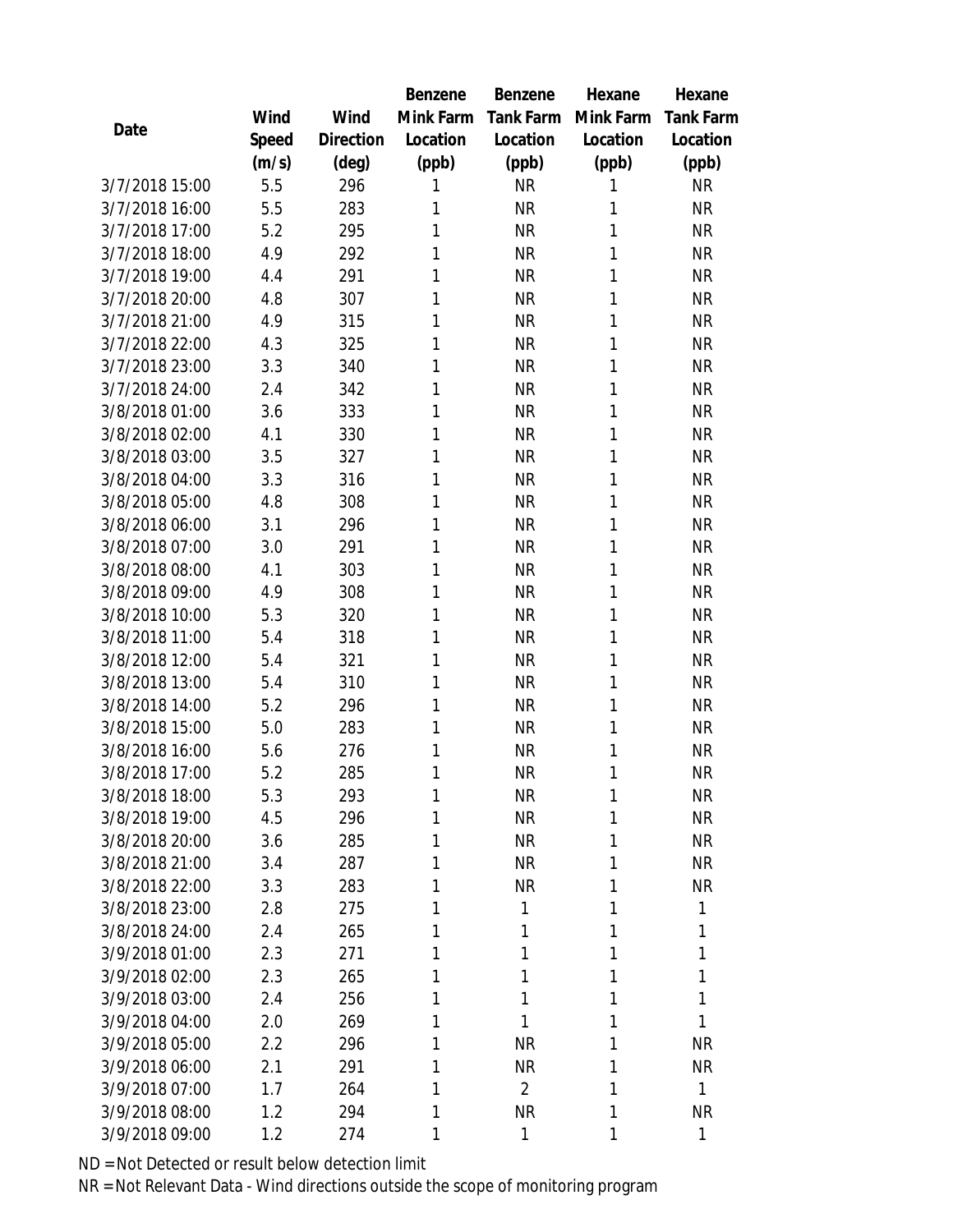| Date | Wind Speed (m/s) | Wind Direction (deg) | Benzene Mink Farm Location (ppb) | Benzene Tank Farm Location (ppb) | Hexane Mink Farm Location (ppb) | Hexane Tank Farm Location (ppb) |
|---|---|---|---|---|---|---|
| 3/7/2018 15:00 | 5.5 | 296 | 1 | NR | 1 | NR |
| 3/7/2018 16:00 | 5.5 | 283 | 1 | NR | 1 | NR |
| 3/7/2018 17:00 | 5.2 | 295 | 1 | NR | 1 | NR |
| 3/7/2018 18:00 | 4.9 | 292 | 1 | NR | 1 | NR |
| 3/7/2018 19:00 | 4.4 | 291 | 1 | NR | 1 | NR |
| 3/7/2018 20:00 | 4.8 | 307 | 1 | NR | 1 | NR |
| 3/7/2018 21:00 | 4.9 | 315 | 1 | NR | 1 | NR |
| 3/7/2018 22:00 | 4.3 | 325 | 1 | NR | 1 | NR |
| 3/7/2018 23:00 | 3.3 | 340 | 1 | NR | 1 | NR |
| 3/7/2018 24:00 | 2.4 | 342 | 1 | NR | 1 | NR |
| 3/8/2018 01:00 | 3.6 | 333 | 1 | NR | 1 | NR |
| 3/8/2018 02:00 | 4.1 | 330 | 1 | NR | 1 | NR |
| 3/8/2018 03:00 | 3.5 | 327 | 1 | NR | 1 | NR |
| 3/8/2018 04:00 | 3.3 | 316 | 1 | NR | 1 | NR |
| 3/8/2018 05:00 | 4.8 | 308 | 1 | NR | 1 | NR |
| 3/8/2018 06:00 | 3.1 | 296 | 1 | NR | 1 | NR |
| 3/8/2018 07:00 | 3.0 | 291 | 1 | NR | 1 | NR |
| 3/8/2018 08:00 | 4.1 | 303 | 1 | NR | 1 | NR |
| 3/8/2018 09:00 | 4.9 | 308 | 1 | NR | 1 | NR |
| 3/8/2018 10:00 | 5.3 | 320 | 1 | NR | 1 | NR |
| 3/8/2018 11:00 | 5.4 | 318 | 1 | NR | 1 | NR |
| 3/8/2018 12:00 | 5.4 | 321 | 1 | NR | 1 | NR |
| 3/8/2018 13:00 | 5.4 | 310 | 1 | NR | 1 | NR |
| 3/8/2018 14:00 | 5.2 | 296 | 1 | NR | 1 | NR |
| 3/8/2018 15:00 | 5.0 | 283 | 1 | NR | 1 | NR |
| 3/8/2018 16:00 | 5.6 | 276 | 1 | NR | 1 | NR |
| 3/8/2018 17:00 | 5.2 | 285 | 1 | NR | 1 | NR |
| 3/8/2018 18:00 | 5.3 | 293 | 1 | NR | 1 | NR |
| 3/8/2018 19:00 | 4.5 | 296 | 1 | NR | 1 | NR |
| 3/8/2018 20:00 | 3.6 | 285 | 1 | NR | 1 | NR |
| 3/8/2018 21:00 | 3.4 | 287 | 1 | NR | 1 | NR |
| 3/8/2018 22:00 | 3.3 | 283 | 1 | NR | 1 | NR |
| 3/8/2018 23:00 | 2.8 | 275 | 1 | 1 | 1 | 1 |
| 3/8/2018 24:00 | 2.4 | 265 | 1 | 1 | 1 | 1 |
| 3/9/2018 01:00 | 2.3 | 271 | 1 | 1 | 1 | 1 |
| 3/9/2018 02:00 | 2.3 | 265 | 1 | 1 | 1 | 1 |
| 3/9/2018 03:00 | 2.4 | 256 | 1 | 1 | 1 | 1 |
| 3/9/2018 04:00 | 2.0 | 269 | 1 | 1 | 1 | 1 |
| 3/9/2018 05:00 | 2.2 | 296 | 1 | NR | 1 | NR |
| 3/9/2018 06:00 | 2.1 | 291 | 1 | NR | 1 | NR |
| 3/9/2018 07:00 | 1.7 | 264 | 1 | 2 | 1 | 1 |
| 3/9/2018 08:00 | 1.2 | 294 | 1 | NR | 1 | NR |
| 3/9/2018 09:00 | 1.2 | 274 | 1 | 1 | 1 | 1 |

ND = Not Detected or result below detection limit

NR = Not Relevant Data - Wind directions outside the scope of monitoring program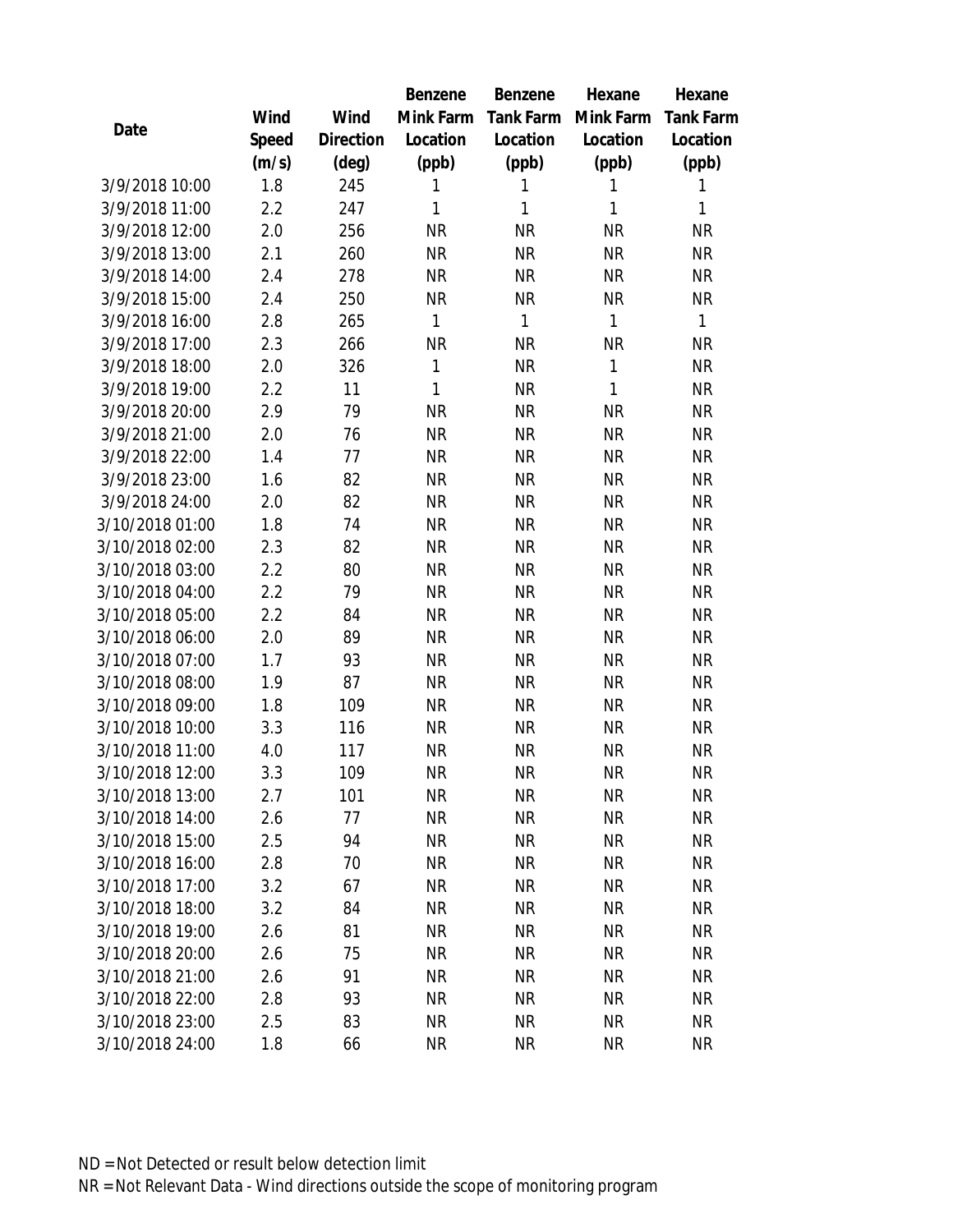| Date | Wind Speed (m/s) | Wind Direction (deg) | Benzene Mink Farm Location (ppb) | Benzene Tank Farm Location (ppb) | Hexane Mink Farm Location (ppb) | Hexane Tank Farm Location (ppb) |
|---|---|---|---|---|---|---|
| 3/9/2018 10:00 | 1.8 | 245 | 1 | 1 | 1 | 1 |
| 3/9/2018 11:00 | 2.2 | 247 | 1 | 1 | 1 | 1 |
| 3/9/2018 12:00 | 2.0 | 256 | NR | NR | NR | NR |
| 3/9/2018 13:00 | 2.1 | 260 | NR | NR | NR | NR |
| 3/9/2018 14:00 | 2.4 | 278 | NR | NR | NR | NR |
| 3/9/2018 15:00 | 2.4 | 250 | NR | NR | NR | NR |
| 3/9/2018 16:00 | 2.8 | 265 | 1 | 1 | 1 | 1 |
| 3/9/2018 17:00 | 2.3 | 266 | NR | NR | NR | NR |
| 3/9/2018 18:00 | 2.0 | 326 | 1 | NR | 1 | NR |
| 3/9/2018 19:00 | 2.2 | 11 | 1 | NR | 1 | NR |
| 3/9/2018 20:00 | 2.9 | 79 | NR | NR | NR | NR |
| 3/9/2018 21:00 | 2.0 | 76 | NR | NR | NR | NR |
| 3/9/2018 22:00 | 1.4 | 77 | NR | NR | NR | NR |
| 3/9/2018 23:00 | 1.6 | 82 | NR | NR | NR | NR |
| 3/9/2018 24:00 | 2.0 | 82 | NR | NR | NR | NR |
| 3/10/2018 01:00 | 1.8 | 74 | NR | NR | NR | NR |
| 3/10/2018 02:00 | 2.3 | 82 | NR | NR | NR | NR |
| 3/10/2018 03:00 | 2.2 | 80 | NR | NR | NR | NR |
| 3/10/2018 04:00 | 2.2 | 79 | NR | NR | NR | NR |
| 3/10/2018 05:00 | 2.2 | 84 | NR | NR | NR | NR |
| 3/10/2018 06:00 | 2.0 | 89 | NR | NR | NR | NR |
| 3/10/2018 07:00 | 1.7 | 93 | NR | NR | NR | NR |
| 3/10/2018 08:00 | 1.9 | 87 | NR | NR | NR | NR |
| 3/10/2018 09:00 | 1.8 | 109 | NR | NR | NR | NR |
| 3/10/2018 10:00 | 3.3 | 116 | NR | NR | NR | NR |
| 3/10/2018 11:00 | 4.0 | 117 | NR | NR | NR | NR |
| 3/10/2018 12:00 | 3.3 | 109 | NR | NR | NR | NR |
| 3/10/2018 13:00 | 2.7 | 101 | NR | NR | NR | NR |
| 3/10/2018 14:00 | 2.6 | 77 | NR | NR | NR | NR |
| 3/10/2018 15:00 | 2.5 | 94 | NR | NR | NR | NR |
| 3/10/2018 16:00 | 2.8 | 70 | NR | NR | NR | NR |
| 3/10/2018 17:00 | 3.2 | 67 | NR | NR | NR | NR |
| 3/10/2018 18:00 | 3.2 | 84 | NR | NR | NR | NR |
| 3/10/2018 19:00 | 2.6 | 81 | NR | NR | NR | NR |
| 3/10/2018 20:00 | 2.6 | 75 | NR | NR | NR | NR |
| 3/10/2018 21:00 | 2.6 | 91 | NR | NR | NR | NR |
| 3/10/2018 22:00 | 2.8 | 93 | NR | NR | NR | NR |
| 3/10/2018 23:00 | 2.5 | 83 | NR | NR | NR | NR |
| 3/10/2018 24:00 | 1.8 | 66 | NR | NR | NR | NR |

ND = Not Detected or result below detection limit
NR = Not Relevant Data - Wind directions outside the scope of monitoring program